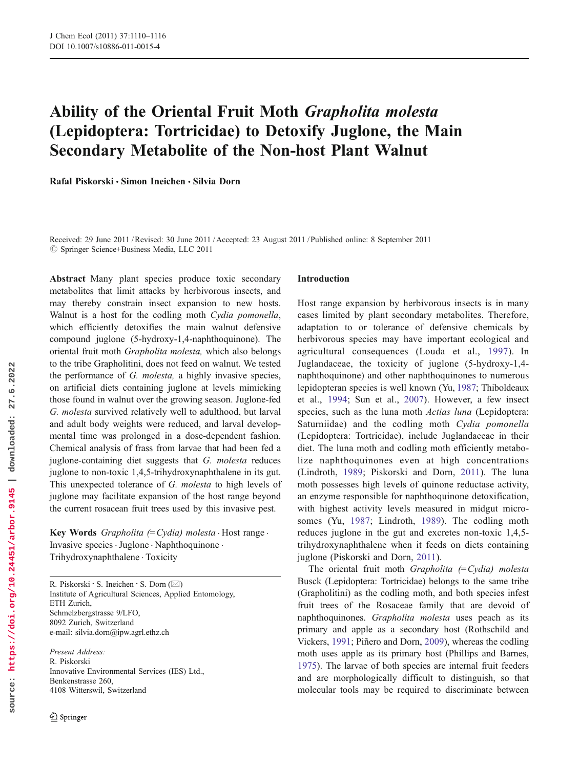# Ability of the Oriental Fruit Moth *Grapholita molesta* (Lepidoptera: Tortricidae) to Detoxify Juglone, the Main Secondary Metabolite of the Non-host Plant Walnut

**Rafal Piskorski · Simon Ineichen · Silvia Dorn**

Received: 29 June 2011 / Revised: 30 June 2011 / Accepted: 23 August 2011 / Published online: 8 September 2011
© Springer Science+Business Media, LLC 2011

**Abstract** Many plant species produce toxic secondary metabolites that limit attacks by herbivorous insects, and may thereby constrain insect expansion to new hosts. Walnut is a host for the codling moth *Cydia pomonella*, which efficiently detoxifies the main walnut defensive compound juglone (5-hydroxy-1,4-naphthoquinone). The oriental fruit moth *Grapholita molesta,* which also belongs to the tribe Grapholitini, does not feed on walnut. We tested the performance of *G. molesta,* a highly invasive species, on artificial diets containing juglone at levels mimicking those found in walnut over the growing season. Juglone-fed *G. molesta* survived relatively well to adulthood, but larval and adult body weights were reduced, and larval developmental time was prolonged in a dose-dependent fashion. Chemical analysis of frass from larvae that had been fed a juglone-containing diet suggests that *G. molesta* reduces juglone to non-toxic 1,4,5-trihydroxynaphthalene in its gut. This unexpected tolerance of *G. molesta* to high levels of juglone may facilitate expansion of the host range beyond the current rosacean fruit trees used by this invasive pest.

**Key Words** *Grapholita (=Cydia) molesta* · Host range · Invasive species · Juglone · Naphthoquinone · Trihydroxynaphthalene · Toxicity

R. Piskorski · S. Ineichen · S. Dorn (✉)
Institute of Agricultural Sciences, Applied Entomology, ETH Zurich,
Schmelzbergstrasse 9/LFO,
8092 Zurich, Switzerland
e-mail: silvia.dorn@ipw.agrl.ethz.ch

*Present Address:*
R. Piskorski
Innovative Environmental Services (IES) Ltd.,
Benkenstrasse 260,
4108 Witterswil, Switzerland

## Introduction

Host range expansion by herbivorous insects is in many cases limited by plant secondary metabolites. Therefore, adaptation to or tolerance of defensive chemicals by herbivorous species may have important ecological and agricultural consequences (Louda et al., 1997). In Juglandaceae, the toxicity of juglone (5-hydroxy-1,4-naphthoquinone) and other naphthoquinones to numerous lepidopteran species is well known (Yu, 1987; Thiboldeaux et al., 1994; Sun et al., 2007). However, a few insect species, such as the luna moth *Actias luna* (Lepidoptera: Saturniidae) and the codling moth *Cydia pomonella* (Lepidoptera: Tortricidae), include Juglandaceae in their diet. The luna moth and codling moth efficiently metabolize naphthoquinones even at high concentrations (Lindroth, 1989; Piskorski and Dorn, 2011). The luna moth possesses high levels of quinone reductase activity, an enzyme responsible for naphthoquinone detoxification, with highest activity levels measured in midgut microsomes (Yu, 1987; Lindroth, 1989). The codling moth reduces juglone in the gut and excretes non-toxic 1,4,5-trihydroxynaphthalene when it feeds on diets containing juglone (Piskorski and Dorn, 2011).

The oriental fruit moth *Grapholita (=Cydia) molesta* Busck (Lepidoptera: Tortricidae) belongs to the same tribe (Grapholitini) as the codling moth, and both species infest fruit trees of the Rosaceae family that are devoid of naphthoquinones. *Grapholita molesta* uses peach as its primary and apple as a secondary host (Rothschild and Vickers, 1991; Piñero and Dorn, 2009), whereas the codling moth uses apple as its primary host (Phillips and Barnes, 1975). The larvae of both species are internal fruit feeders and are morphologically difficult to distinguish, so that molecular tools may be required to discriminate between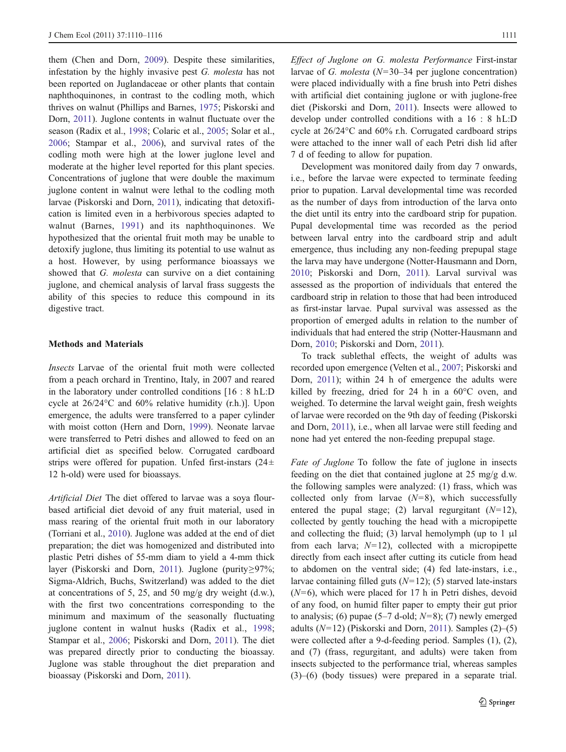them (Chen and Dorn, 2009). Despite these similarities, infestation by the highly invasive pest *G. molesta* has not been reported on Juglandaceae or other plants that contain naphthoquinones, in contrast to the codling moth, which thrives on walnut (Phillips and Barnes, 1975; Piskorski and Dorn, 2011). Juglone contents in walnut fluctuate over the season (Radix et al., 1998; Colaric et al., 2005; Solar et al., 2006; Stampar et al., 2006), and survival rates of the codling moth were high at the lower juglone level and moderate at the higher level reported for this plant species. Concentrations of juglone that were double the maximum juglone content in walnut were lethal to the codling moth larvae (Piskorski and Dorn, 2011), indicating that detoxification is limited even in a herbivorous species adapted to walnut (Barnes, 1991) and its naphthoquinones. We hypothesized that the oriental fruit moth may be unable to detoxify juglone, thus limiting its potential to use walnut as a host. However, by using performance bioassays we showed that *G. molesta* can survive on a diet containing juglone, and chemical analysis of larval frass suggests the ability of this species to reduce this compound in its digestive tract.

## Methods and Materials

*Insects* Larvae of the oriental fruit moth were collected from a peach orchard in Trentino, Italy, in 2007 and reared in the laboratory under controlled conditions [16 : 8 hL:D cycle at 26/24°C and 60% relative humidity (r.h.)]. Upon emergence, the adults were transferred to a paper cylinder with moist cotton (Hern and Dorn, 1999). Neonate larvae were transferred to Petri dishes and allowed to feed on an artificial diet as specified below. Corrugated cardboard strips were offered for pupation. Unfed first-instars (24± 12 h-old) were used for bioassays.

*Artificial Diet* The diet offered to larvae was a soya flour-based artificial diet devoid of any fruit material, used in mass rearing of the oriental fruit moth in our laboratory (Torriani et al., 2010). Juglone was added at the end of diet preparation; the diet was homogenized and distributed into plastic Petri dishes of 55-mm diam to yield a 4-mm thick layer (Piskorski and Dorn, 2011). Juglone (purity≥97%; Sigma-Aldrich, Buchs, Switzerland) was added to the diet at concentrations of 5, 25, and 50 mg/g dry weight (d.w.), with the first two concentrations corresponding to the minimum and maximum of the seasonally fluctuating juglone content in walnut husks (Radix et al., 1998; Stampar et al., 2006; Piskorski and Dorn, 2011). The diet was prepared directly prior to conducting the bioassay. Juglone was stable throughout the diet preparation and bioassay (Piskorski and Dorn, 2011).

*Effect of Juglone on G. molesta Performance* First-instar larvae of *G. molesta* ($N$=30–34 per juglone concentration) were placed individually with a fine brush into Petri dishes with artificial diet containing juglone or with juglone-free diet (Piskorski and Dorn, 2011). Insects were allowed to develop under controlled conditions with a 16 : 8 hL:D cycle at 26/24°C and 60% r.h. Corrugated cardboard strips were attached to the inner wall of each Petri dish lid after 7 d of feeding to allow for pupation.

Development was monitored daily from day 7 onwards, i.e., before the larvae were expected to terminate feeding prior to pupation. Larval developmental time was recorded as the number of days from introduction of the larva onto the diet until its entry into the cardboard strip for pupation. Pupal developmental time was recorded as the period between larval entry into the cardboard strip and adult emergence, thus including any non-feeding prepupal stage the larva may have undergone (Notter-Hausmann and Dorn, 2010; Piskorski and Dorn, 2011). Larval survival was assessed as the proportion of individuals that entered the cardboard strip in relation to those that had been introduced as first-instar larvae. Pupal survival was assessed as the proportion of emerged adults in relation to the number of individuals that had entered the strip (Notter-Hausmann and Dorn, 2010; Piskorski and Dorn, 2011).

To track sublethal effects, the weight of adults was recorded upon emergence (Velten et al., 2007; Piskorski and Dorn, 2011); within 24 h of emergence the adults were killed by freezing, dried for 24 h in a 60°C oven, and weighed. To determine the larval weight gain, fresh weights of larvae were recorded on the 9th day of feeding (Piskorski and Dorn, 2011), i.e., when all larvae were still feeding and none had yet entered the non-feeding prepupal stage.

*Fate of Juglone* To follow the fate of juglone in insects feeding on the diet that contained juglone at 25 mg/g d.w. the following samples were analyzed: (1) frass, which was collected only from larvae ($N$=8), which successfully entered the pupal stage; (2) larval regurgitant ($N$=12), collected by gently touching the head with a micropipette and collecting the fluid; (3) larval hemolymph (up to 1 μl from each larva; $N$=12), collected with a micropipette directly from each insect after cutting its cuticle from head to abdomen on the ventral side; (4) fed late-instars, i.e., larvae containing filled guts ($N$=12); (5) starved late-instars ($N$=6), which were placed for 17 h in Petri dishes, devoid of any food, on humid filter paper to empty their gut prior to analysis; (6) pupae (5–7 d-old; $N$=8); (7) newly emerged adults ($N$=12) (Piskorski and Dorn, 2011). Samples (2)–(5) were collected after a 9-d-feeding period. Samples (1), (2), and (7) (frass, regurgitant, and adults) were taken from insects subjected to the performance trial, whereas samples (3)–(6) (body tissues) were prepared in a separate trial.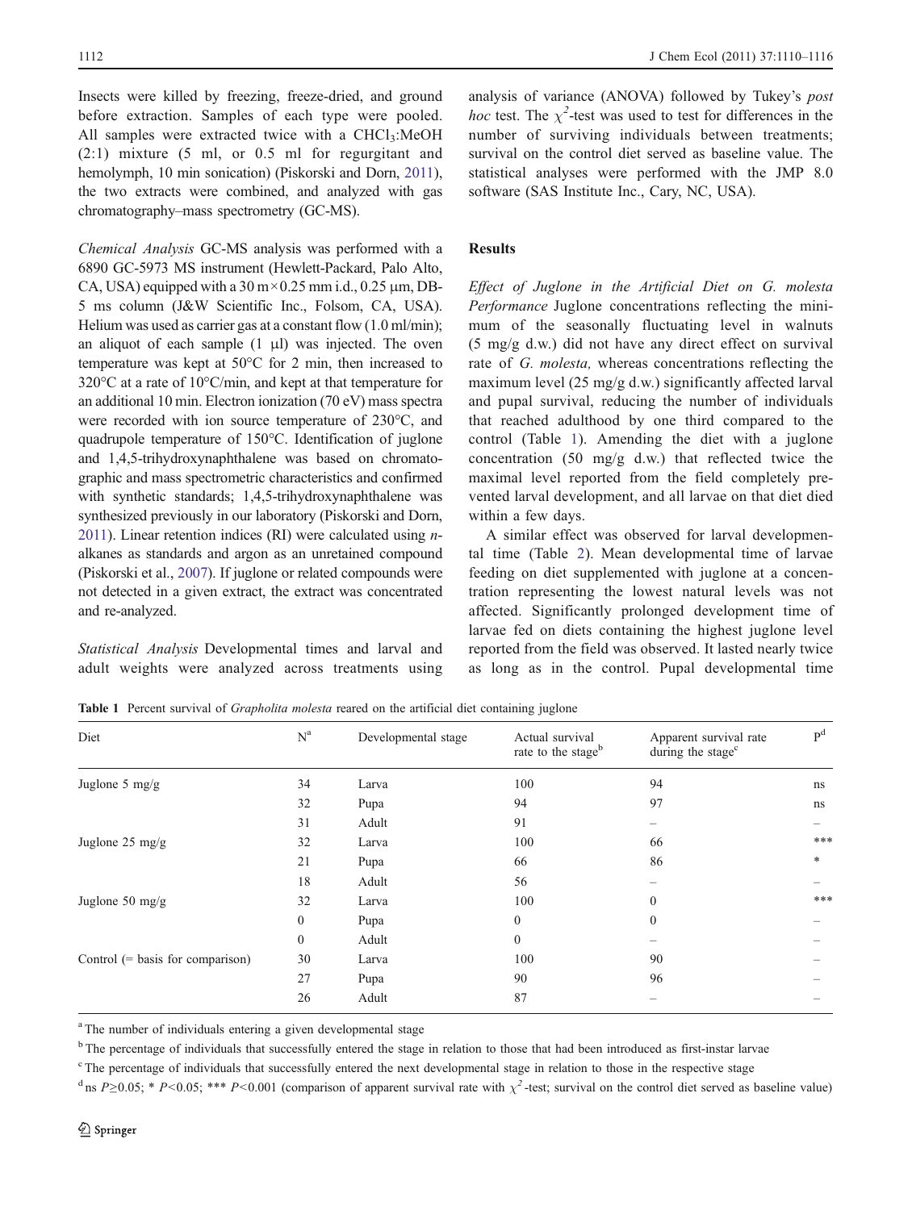Insects were killed by freezing, freeze-dried, and ground before extraction. Samples of each type were pooled. All samples were extracted twice with a $CHCl_3$:MeOH (2:1) mixture (5 ml, or 0.5 ml for regurgitant and hemolymph, 10 min sonication) (Piskorski and Dorn, 2011), the two extracts were combined, and analyzed with gas chromatography–mass spectrometry (GC-MS).

*Chemical Analysis* GC-MS analysis was performed with a 6890 GC-5973 MS instrument (Hewlett-Packard, Palo Alto, CA, USA) equipped with a 30 m×0.25 mm i.d., 0.25 μm, DB-5 ms column (J&W Scientific Inc., Folsom, CA, USA). Helium was used as carrier gas at a constant flow (1.0 ml/min); an aliquot of each sample (1 μl) was injected. The oven temperature was kept at 50°C for 2 min, then increased to 320°C at a rate of 10°C/min, and kept at that temperature for an additional 10 min. Electron ionization (70 eV) mass spectra were recorded with ion source temperature of 230°C, and quadrupole temperature of 150°C. Identification of juglone and 1,4,5-trihydroxynaphthalene was based on chromatographic and mass spectrometric characteristics and confirmed with synthetic standards; 1,4,5-trihydroxynaphthalene was synthesized previously in our laboratory (Piskorski and Dorn, 2011). Linear retention indices (RI) were calculated using *n*-alkanes as standards and argon as an unretained compound (Piskorski et al., 2007). If juglone or related compounds were not detected in a given extract, the extract was concentrated and re-analyzed.

*Statistical Analysis* Developmental times and larval and adult weights were analyzed across treatments using analysis of variance (ANOVA) followed by Tukey's *post hoc* test. The $\chi^2$-test was used to test for differences in the number of surviving individuals between treatments; survival on the control diet served as baseline value. The statistical analyses were performed with the JMP 8.0 software (SAS Institute Inc., Cary, NC, USA).

## Results

*Effect of Juglone in the Artificial Diet on G. molesta Performance* Juglone concentrations reflecting the minimum of the seasonally fluctuating level in walnuts (5 mg/g d.w.) did not have any direct effect on survival rate of *G. molesta,* whereas concentrations reflecting the maximum level (25 mg/g d.w.) significantly affected larval and pupal survival, reducing the number of individuals that reached adulthood by one third compared to the control (Table 1). Amending the diet with a juglone concentration (50 mg/g d.w.) that reflected twice the maximal level reported from the field completely prevented larval development, and all larvae on that diet died within a few days.

A similar effect was observed for larval developmental time (Table 2). Mean developmental time of larvae feeding on diet supplemented with juglone at a concentration representing the lowest natural levels was not affected. Significantly prolonged development time of larvae fed on diets containing the highest juglone level reported from the field was observed. It lasted nearly twice as long as in the control. Pupal developmental time

**Table 1** Percent survival of *Grapholita molesta* reared on the artificial diet containing juglone

| Diet | N[a] | Developmental stage | Actual survival rate to the stage[b] | Apparent survival rate during the stage[c] | P[d] |
|---|---|---|---|---|---|
| Juglone 5 mg/g | 34 | Larva | 100 | 94 | ns |
| | 32 | Pupa | 94 | 97 | ns |
| | 31 | Adult | 91 | – | – |
| Juglone 25 mg/g | 32 | Larva | 100 | 66 | *** |
| | 21 | Pupa | 66 | 86 | * |
| | 18 | Adult | 56 | – | – |
| Juglone 50 mg/g | 32 | Larva | 100 | 0 | *** |
| | 0 | Pupa | 0 | 0 | – |
| | 0 | Adult | 0 | – | – |
| Control (= basis for comparison) | 30 | Larva | 100 | 90 | – |
| | 27 | Pupa | 90 | 96 | – |
| | 26 | Adult | 87 | – | – |

[a] The number of individuals entering a given developmental stage

[b] The percentage of individuals that successfully entered the stage in relation to those that had been introduced as first-instar larvae

[c] The percentage of individuals that successfully entered the next developmental stage in relation to those in the respective stage

[d] ns $P \geq 0.05$; * $P<0.05$; *** $P<0.001$ (comparison of apparent survival rate with $\chi^2$-test; survival on the control diet served as baseline value)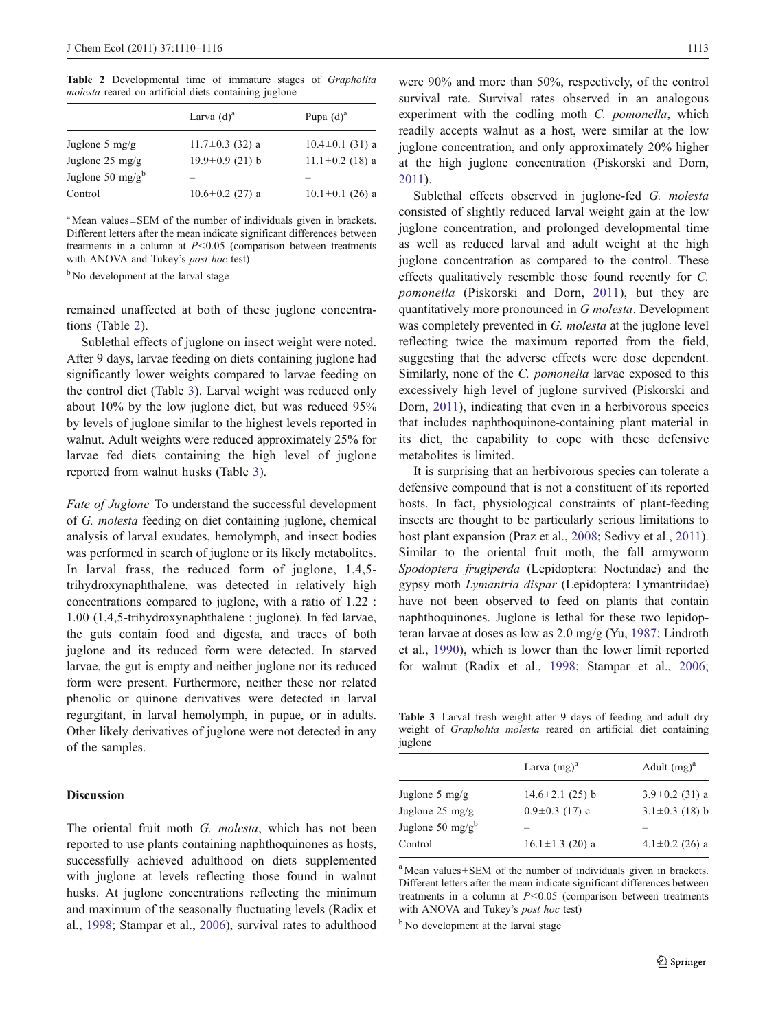**Table 2** Developmental time of immature stages of *Grapholita molesta* reared on artificial diets containing juglone

| | Larva (d)[a] | Pupa (d)[a] |
|---|---|---|
| Juglone 5 mg/g | 11.7±0.3 (32) a | 10.4±0.1 (31) a |
| Juglone 25 mg/g | 19.9±0.9 (21) b | 11.1±0.2 (18) a |
| Juglone 50 mg/g[b] | – | – |
| Control | 10.6±0.2 (27) a | 10.1±0.1 (26) a |

[a] Mean values±SEM of the number of individuals given in brackets. Different letters after the mean indicate significant differences between treatments in a column at $P<0.05$ (comparison between treatments with ANOVA and Tukey's *post hoc* test)

[b] No development at the larval stage

remained unaffected at both of these juglone concentrations (Table 2).

Sublethal effects of juglone on insect weight were noted. After 9 days, larvae feeding on diets containing juglone had significantly lower weights compared to larvae feeding on the control diet (Table 3). Larval weight was reduced only about 10% by the low juglone diet, but was reduced 95% by levels of juglone similar to the highest levels reported in walnut. Adult weights were reduced approximately 25% for larvae fed diets containing the high level of juglone reported from walnut husks (Table 3).

*Fate of Juglone* To understand the successful development of *G. molesta* feeding on diet containing juglone, chemical analysis of larval exudates, hemolymph, and insect bodies was performed in search of juglone or its likely metabolites. In larval frass, the reduced form of juglone, 1,4,5-trihydroxynaphthalene, was detected in relatively high concentrations compared to juglone, with a ratio of 1.22 : 1.00 (1,4,5-trihydroxynaphthalene : juglone). In fed larvae, the guts contain food and digesta, and traces of both juglone and its reduced form were detected. In starved larvae, the gut is empty and neither juglone nor its reduced form were present. Furthermore, neither these nor related phenolic or quinone derivatives were detected in larval regurgitant, in larval hemolymph, in pupae, or in adults. Other likely derivatives of juglone were not detected in any of the samples.

## Discussion

The oriental fruit moth *G. molesta*, which has not been reported to use plants containing naphthoquinones as hosts, successfully achieved adulthood on diets supplemented with juglone at levels reflecting those found in walnut husks. At juglone concentrations reflecting the minimum and maximum of the seasonally fluctuating levels (Radix et al., 1998; Stampar et al., 2006), survival rates to adulthood were 90% and more than 50%, respectively, of the control survival rate. Survival rates observed in an analogous experiment with the codling moth *C. pomonella*, which readily accepts walnut as a host, were similar at the low juglone concentration, and only approximately 20% higher at the high juglone concentration (Piskorski and Dorn, 2011).

Sublethal effects observed in juglone-fed *G. molesta* consisted of slightly reduced larval weight gain at the low juglone concentration, and prolonged developmental time as well as reduced larval and adult weight at the high juglone concentration as compared to the control. These effects qualitatively resemble those found recently for *C. pomonella* (Piskorski and Dorn, 2011), but they are quantitatively more pronounced in *G molesta*. Development was completely prevented in *G. molesta* at the juglone level reflecting twice the maximum reported from the field, suggesting that the adverse effects were dose dependent. Similarly, none of the *C. pomonella* larvae exposed to this excessively high level of juglone survived (Piskorski and Dorn, 2011), indicating that even in a herbivorous species that includes naphthoquinone-containing plant material in its diet, the capability to cope with these defensive metabolites is limited.

It is surprising that an herbivorous species can tolerate a defensive compound that is not a constituent of its reported hosts. In fact, physiological constraints of plant-feeding insects are thought to be particularly serious limitations to host plant expansion (Praz et al., 2008; Sedivy et al., 2011). Similar to the oriental fruit moth, the fall armyworm *Spodoptera frugiperda* (Lepidoptera: Noctuidae) and the gypsy moth *Lymantria dispar* (Lepidoptera: Lymantriidae) have not been observed to feed on plants that contain naphthoquinones. Juglone is lethal for these two lepidopteran larvae at doses as low as 2.0 mg/g (Yu, 1987; Lindroth et al., 1990), which is lower than the lower limit reported for walnut (Radix et al., 1998; Stampar et al., 2006;

**Table 3** Larval fresh weight after 9 days of feeding and adult dry weight of *Grapholita molesta* reared on artificial diet containing juglone

| | Larva (mg)[a] | Adult (mg)[a] |
|---|---|---|
| Juglone 5 mg/g | 14.6±2.1 (25) b | 3.9±0.2 (31) a |
| Juglone 25 mg/g | 0.9±0.3 (17) c | 3.1±0.3 (18) b |
| Juglone 50 mg/g[b] | – | – |
| Control | 16.1±1.3 (20) a | 4.1±0.2 (26) a |

[a] Mean values±SEM of the number of individuals given in brackets. Different letters after the mean indicate significant differences between treatments in a column at $P<0.05$ (comparison between treatments with ANOVA and Tukey's *post hoc* test)

[b] No development at the larval stage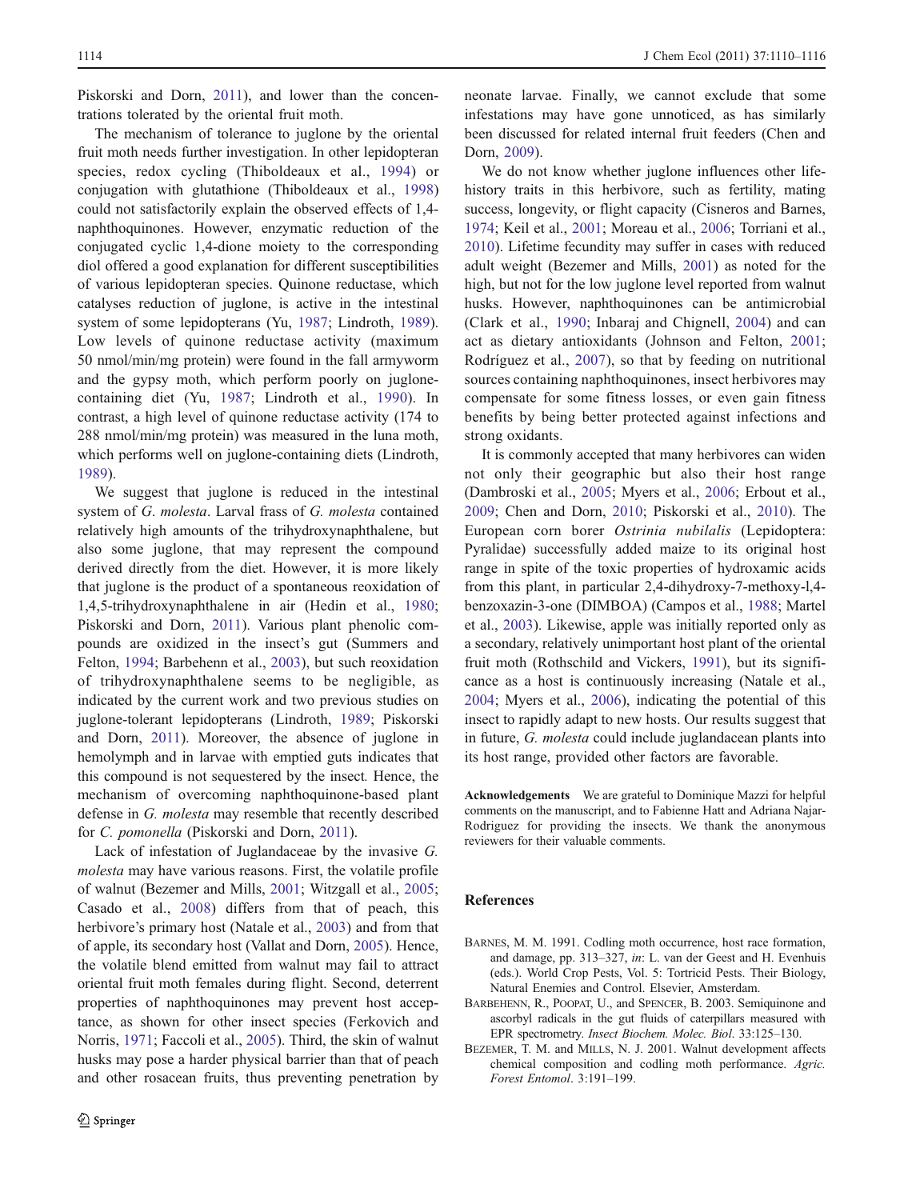Piskorski and Dorn, 2011), and lower than the concentrations tolerated by the oriental fruit moth.

The mechanism of tolerance to juglone by the oriental fruit moth needs further investigation. In other lepidopteran species, redox cycling (Thiboldeaux et al., 1994) or conjugation with glutathione (Thiboldeaux et al., 1998) could not satisfactorily explain the observed effects of 1,4-naphthoquinones. However, enzymatic reduction of the conjugated cyclic 1,4-dione moiety to the corresponding diol offered a good explanation for different susceptibilities of various lepidopteran species. Quinone reductase, which catalyses reduction of juglone, is active in the intestinal system of some lepidopterans (Yu, 1987; Lindroth, 1989). Low levels of quinone reductase activity (maximum 50 nmol/min/mg protein) were found in the fall armyworm and the gypsy moth, which perform poorly on juglone-containing diet (Yu, 1987; Lindroth et al., 1990). In contrast, a high level of quinone reductase activity (174 to 288 nmol/min/mg protein) was measured in the luna moth, which performs well on juglone-containing diets (Lindroth, 1989).

We suggest that juglone is reduced in the intestinal system of *G. molesta*. Larval frass of *G. molesta* contained relatively high amounts of the trihydroxynaphthalene, but also some juglone, that may represent the compound derived directly from the diet. However, it is more likely that juglone is the product of a spontaneous reoxidation of 1,4,5-trihydroxynaphthalene in air (Hedin et al., 1980; Piskorski and Dorn, 2011). Various plant phenolic compounds are oxidized in the insect's gut (Summers and Felton, 1994; Barbehenn et al., 2003), but such reoxidation of trihydroxynaphthalene seems to be negligible, as indicated by the current work and two previous studies on juglone-tolerant lepidopterans (Lindroth, 1989; Piskorski and Dorn, 2011). Moreover, the absence of juglone in hemolymph and in larvae with emptied guts indicates that this compound is not sequestered by the insect. Hence, the mechanism of overcoming naphthoquinone-based plant defense in *G. molesta* may resemble that recently described for *C. pomonella* (Piskorski and Dorn, 2011).

Lack of infestation of Juglandaceae by the invasive *G. molesta* may have various reasons. First, the volatile profile of walnut (Bezemer and Mills, 2001; Witzgall et al., 2005; Casado et al., 2008) differs from that of peach, this herbivore's primary host (Natale et al., 2003) and from that of apple, its secondary host (Vallat and Dorn, 2005). Hence, the volatile blend emitted from walnut may fail to attract oriental fruit moth females during flight. Second, deterrent properties of naphthoquinones may prevent host acceptance, as shown for other insect species (Ferkovich and Norris, 1971; Faccoli et al., 2005). Third, the skin of walnut husks may pose a harder physical barrier than that of peach and other rosacean fruits, thus preventing penetration by neonate larvae. Finally, we cannot exclude that some infestations may have gone unnoticed, as has similarly been discussed for related internal fruit feeders (Chen and Dorn, 2009).

We do not know whether juglone influences other life-history traits in this herbivore, such as fertility, mating success, longevity, or flight capacity (Cisneros and Barnes, 1974; Keil et al., 2001; Moreau et al., 2006; Torriani et al., 2010). Lifetime fecundity may suffer in cases with reduced adult weight (Bezemer and Mills, 2001) as noted for the high, but not for the low juglone level reported from walnut husks. However, naphthoquinones can be antimicrobial (Clark et al., 1990; Inbaraj and Chignell, 2004) and can act as dietary antioxidants (Johnson and Felton, 2001; Rodríguez et al., 2007), so that by feeding on nutritional sources containing naphthoquinones, insect herbivores may compensate for some fitness losses, or even gain fitness benefits by being better protected against infections and strong oxidants.

It is commonly accepted that many herbivores can widen not only their geographic but also their host range (Dambroski et al., 2005; Myers et al., 2006; Erbout et al., 2009; Chen and Dorn, 2010; Piskorski et al., 2010). The European corn borer *Ostrinia nubilalis* (Lepidoptera: Pyralidae) successfully added maize to its original host range in spite of the toxic properties of hydroxamic acids from this plant, in particular 2,4-dihydroxy-7-methoxy-l,4-benzoxazin-3-one (DIMBOA) (Campos et al., 1988; Martel et al., 2003). Likewise, apple was initially reported only as a secondary, relatively unimportant host plant of the oriental fruit moth (Rothschild and Vickers, 1991), but its significance as a host is continuously increasing (Natale et al., 2004; Myers et al., 2006), indicating the potential of this insect to rapidly adapt to new hosts. Our results suggest that in future, *G. molesta* could include juglandacean plants into its host range, provided other factors are favorable.

**Acknowledgements** We are grateful to Dominique Mazzi for helpful comments on the manuscript, and to Fabienne Hatt and Adriana Najar-Rodriguez for providing the insects. We thank the anonymous reviewers for their valuable comments.

## References

Barnes, M. M. 1991. Codling moth occurrence, host race formation, and damage, pp. 313–327, *in*: L. van der Geest and H. Evenhuis (eds.). World Crop Pests, Vol. 5: Tortricid Pests. Their Biology, Natural Enemies and Control. Elsevier, Amsterdam.

Barbehenn, R., Poopat, U., and Spencer, B. 2003. Semiquinone and ascorbyl radicals in the gut fluids of caterpillars measured with EPR spectrometry. *Insect Biochem. Molec. Biol.* 33:125–130.

Bezemer, T. M. and Mills, N. J. 2001. Walnut development affects chemical composition and codling moth performance. *Agric. Forest Entomol.* 3:191–199.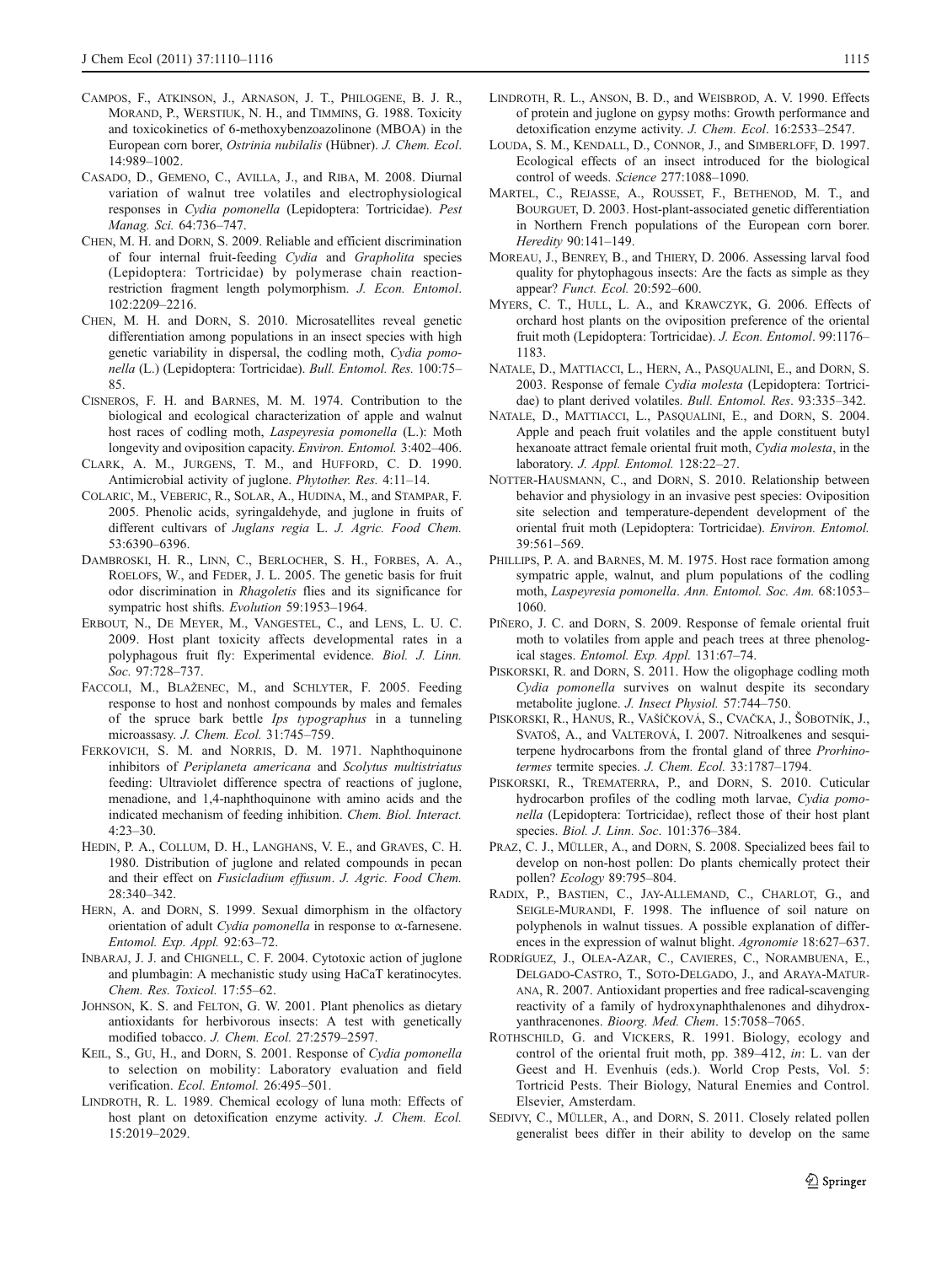Campos, F., Atkinson, J., Arnason, J. T., Philogene, B. J. R., Morand, P., Werstiuk, N. H., and Timmins, G. 1988. Toxicity and toxicokinetics of 6-methoxybenzoazolinone (MBOA) in the European corn borer, *Ostrinia nubilalis* (Hübner). *J. Chem. Ecol*. 14:989–1002.

Casado, D., Gemeno, C., Avilla, J., and Riba, M. 2008. Diurnal variation of walnut tree volatiles and electrophysiological responses in *Cydia pomonella* (Lepidoptera: Tortricidae). *Pest Manag. Sci.* 64:736–747.

Chen, M. H. and Dorn, S. 2009. Reliable and efficient discrimination of four internal fruit-feeding *Cydia* and *Grapholita* species (Lepidoptera: Tortricidae) by polymerase chain reaction-restriction fragment length polymorphism. *J. Econ. Entomol*. 102:2209–2216.

Chen, M. H. and Dorn, S. 2010. Microsatellites reveal genetic differentiation among populations in an insect species with high genetic variability in dispersal, the codling moth, *Cydia pomonella* (L.) (Lepidoptera: Tortricidae). *Bull. Entomol. Res.* 100:75–85.

Cisneros, F. H. and Barnes, M. M. 1974. Contribution to the biological and ecological characterization of apple and walnut host races of codling moth, *Laspeyresia pomonella* (L.): Moth longevity and oviposition capacity. *Environ. Entomol.* 3:402–406.

Clark, A. M., Jurgens, T. M., and Hufford, C. D. 1990. Antimicrobial activity of juglone. *Phytother. Res.* 4:11–14.

Colaric, M., Veberic, R., Solar, A., Hudina, M., and Stampar, F. 2005. Phenolic acids, syringaldehyde, and juglone in fruits of different cultivars of *Juglans regia* L. *J. Agric. Food Chem.* 53:6390–6396.

Dambroski, H. R., Linn, C., Berlocher, S. H., Forbes, A. A., Roelofs, W., and Feder, J. L. 2005. The genetic basis for fruit odor discrimination in *Rhagoletis* flies and its significance for sympatric host shifts. *Evolution* 59:1953–1964.

Erbout, N., De Meyer, M., Vangestel, C., and Lens, L. U. C. 2009. Host plant toxicity affects developmental rates in a polyphagous fruit fly: Experimental evidence. *Biol. J. Linn. Soc.* 97:728–737.

Faccoli, M., Blaženec, M., and Schlyter, F. 2005. Feeding response to host and nonhost compounds by males and females of the spruce bark bettle *Ips typographus* in a tunneling microassay. *J. Chem. Ecol.* 31:745–759.

Ferkovich, S. M. and Norris, D. M. 1971. Naphthoquinone inhibitors of *Periplaneta americana* and *Scolytus multistriatus* feeding: Ultraviolet difference spectra of reactions of juglone, menadione, and 1,4-naphthoquinone with amino acids and the indicated mechanism of feeding inhibition. *Chem. Biol. Interact.* 4:23–30.

Hedin, P. A., Collum, D. H., Langhans, V. E., and Graves, C. H. 1980. Distribution of juglone and related compounds in pecan and their effect on *Fusicladium effusum*. *J. Agric. Food Chem.* 28:340–342.

Hern, A. and Dorn, S. 1999. Sexual dimorphism in the olfactory orientation of adult *Cydia pomonella* in response to α-farnesene. *Entomol. Exp. Appl.* 92:63–72.

Inbaraj, J. J. and Chignell, C. F. 2004. Cytotoxic action of juglone and plumbagin: A mechanistic study using HaCaT keratinocytes. *Chem. Res. Toxicol.* 17:55–62.

Johnson, K. S. and Felton, G. W. 2001. Plant phenolics as dietary antioxidants for herbivorous insects: A test with genetically modified tobacco. *J. Chem. Ecol.* 27:2579–2597.

Keil, S., Gu, H., and Dorn, S. 2001. Response of *Cydia pomonella* to selection on mobility: Laboratory evaluation and field verification. *Ecol. Entomol.* 26:495–501.

Lindroth, R. L. 1989. Chemical ecology of luna moth: Effects of host plant on detoxification enzyme activity. *J. Chem. Ecol.* 15:2019–2029.

Lindroth, R. L., Anson, B. D., and Weisbrod, A. V. 1990. Effects of protein and juglone on gypsy moths: Growth performance and detoxification enzyme activity. *J. Chem. Ecol*. 16:2533–2547.

Louda, S. M., Kendall, D., Connor, J., and Simberloff, D. 1997. Ecological effects of an insect introduced for the biological control of weeds. *Science* 277:1088–1090.

Martel, C., Rejasse, A., Rousset, F., Bethenod, M. T., and Bourguet, D. 2003. Host-plant-associated genetic differentiation in Northern French populations of the European corn borer. *Heredity* 90:141–149.

Moreau, J., Benrey, B., and Thiery, D. 2006. Assessing larval food quality for phytophagous insects: Are the facts as simple as they appear? *Funct. Ecol.* 20:592–600.

Myers, C. T., Hull, L. A., and Krawczyk, G. 2006. Effects of orchard host plants on the oviposition preference of the oriental fruit moth (Lepidoptera: Tortricidae). *J. Econ. Entomol*. 99:1176–1183.

Natale, D., Mattiacci, L., Hern, A., Pasqualini, E., and Dorn, S. 2003. Response of female *Cydia molesta* (Lepidoptera: Tortricidae) to plant derived volatiles. *Bull. Entomol. Res*. 93:335–342.

Natale, D., Mattiacci, L., Pasqualini, E., and Dorn, S. 2004. Apple and peach fruit volatiles and the apple constituent butyl hexanoate attract female oriental fruit moth, *Cydia molesta*, in the laboratory. *J. Appl. Entomol.* 128:22–27.

Notter-Hausmann, C., and Dorn, S. 2010. Relationship between behavior and physiology in an invasive pest species: Oviposition site selection and temperature-dependent development of the oriental fruit moth (Lepidoptera: Tortricidae). *Environ. Entomol.* 39:561–569.

Phillips, P. A. and Barnes, M. M. 1975. Host race formation among sympatric apple, walnut, and plum populations of the codling moth, *Laspeyresia pomonella*. *Ann. Entomol. Soc. Am.* 68:1053–1060.

Piñero, J. C. and Dorn, S. 2009. Response of female oriental fruit moth to volatiles from apple and peach trees at three phenological stages. *Entomol. Exp. Appl.* 131:67–74.

Piskorski, R. and Dorn, S. 2011. How the oligophage codling moth *Cydia pomonella* survives on walnut despite its secondary metabolite juglone. *J. Insect Physiol.* 57:744–750.

Piskorski, R., Hanus, R., Vašíčková, S., Cvačka, J., Šobotník, J., Svatoš, A., and Valterová, I. 2007. Nitroalkenes and sesquiterpene hydrocarbons from the frontal gland of three *Prorhinotermes* termite species. *J. Chem. Ecol.* 33:1787–1794.

Piskorski, R., Trematerra, P., and Dorn, S. 2010. Cuticular hydrocarbon profiles of the codling moth larvae, *Cydia pomonella* (Lepidoptera: Tortricidae), reflect those of their host plant species. *Biol. J. Linn. Soc*. 101:376–384.

Praz, C. J., Müller, A., and Dorn, S. 2008. Specialized bees fail to develop on non-host pollen: Do plants chemically protect their pollen? *Ecology* 89:795–804.

Radix, P., Bastien, C., Jay-Allemand, C., Charlot, G., and Seigle-Murandi, F. 1998. The influence of soil nature on polyphenols in walnut tissues. A possible explanation of differences in the expression of walnut blight. *Agronomie* 18:627–637.

Rodríguez, J., Olea-Azar, C., Cavieres, C., Norambuena, E., Delgado-Castro, T., Soto-Delgado, J., and Araya-Maturana, R. 2007. Antioxidant properties and free radical-scavenging reactivity of a family of hydroxynaphthalenones and dihydroxyanthracenones. *Bioorg. Med. Chem*. 15:7058–7065.

Rothschild, G. and Vickers, R. 1991. Biology, ecology and control of the oriental fruit moth, pp. 389–412, *in*: L. van der Geest and H. Evenhuis (eds.). World Crop Pests, Vol. 5: Tortricid Pests. Their Biology, Natural Enemies and Control. Elsevier, Amsterdam.

Sedivy, C., Müller, A., and Dorn, S. 2011. Closely related pollen generalist bees differ in their ability to develop on the same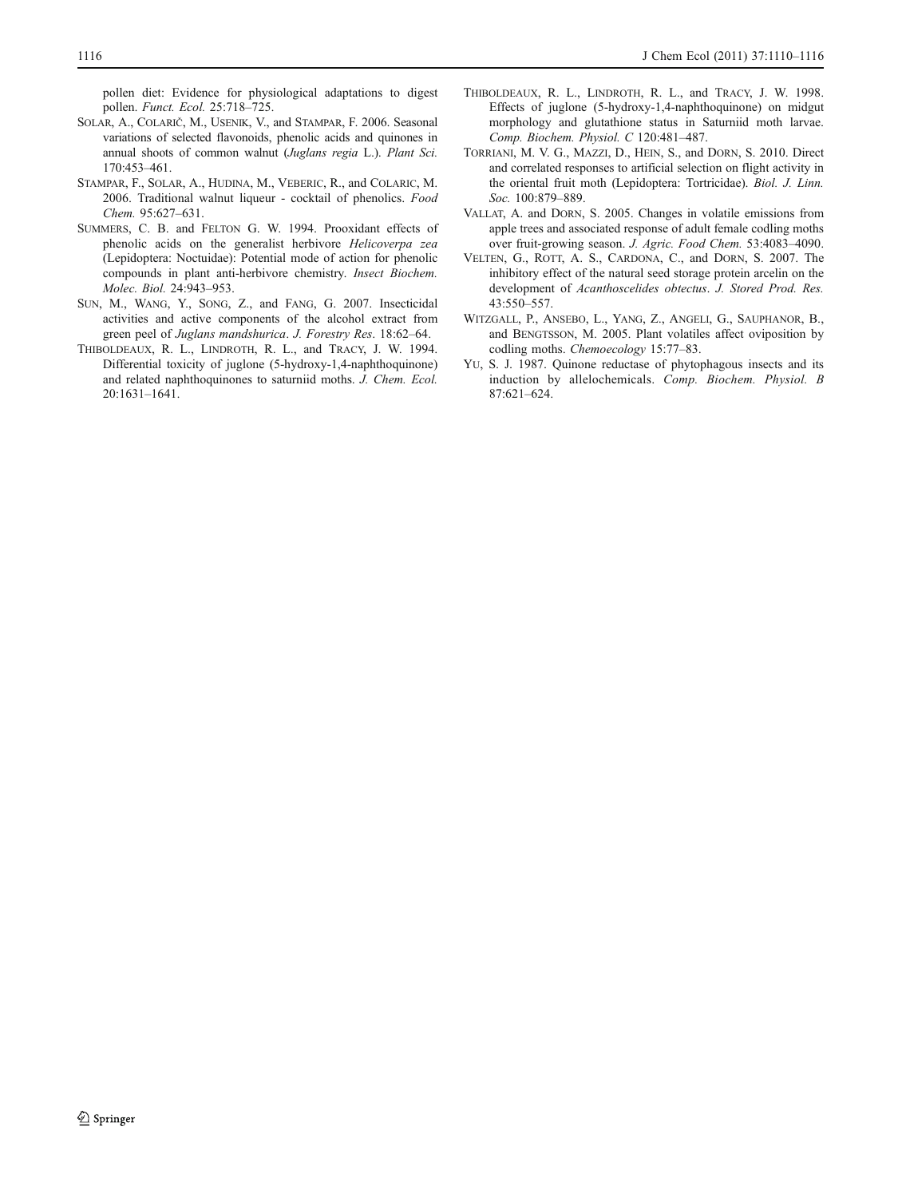pollen diet: Evidence for physiological adaptations to digest pollen. *Funct. Ecol.* 25:718–725.

Solar, A., Colarič, M., Usenik, V., and Stampar, F. 2006. Seasonal variations of selected flavonoids, phenolic acids and quinones in annual shoots of common walnut (*Juglans regia* L.). *Plant Sci.* 170:453–461.

Stampar, F., Solar, A., Hudina, M., Veberic, R., and Colaric, M. 2006. Traditional walnut liqueur - cocktail of phenolics. *Food Chem.* 95:627–631.

Summers, C. B. and Felton G. W. 1994. Prooxidant effects of phenolic acids on the generalist herbivore *Helicoverpa zea* (Lepidoptera: Noctuidae): Potential mode of action for phenolic compounds in plant anti-herbivore chemistry. *Insect Biochem. Molec. Biol.* 24:943–953.

Sun, M., Wang, Y., Song, Z., and Fang, G. 2007. Insecticidal activities and active components of the alcohol extract from green peel of *Juglans mandshurica*. *J. Forestry Res*. 18:62–64.

Thiboldeaux, R. L., Lindroth, R. L., and Tracy, J. W. 1994. Differential toxicity of juglone (5-hydroxy-1,4-naphthoquinone) and related naphthoquinones to saturniid moths. *J. Chem. Ecol.* 20:1631–1641.

Thiboldeaux, R. L., Lindroth, R. L., and Tracy, J. W. 1998. Effects of juglone (5-hydroxy-1,4-naphthoquinone) on midgut morphology and glutathione status in Saturniid moth larvae. *Comp. Biochem. Physiol. C* 120:481–487.

Torriani, M. V. G., Mazzi, D., Hein, S., and Dorn, S. 2010. Direct and correlated responses to artificial selection on flight activity in the oriental fruit moth (Lepidoptera: Tortricidae). *Biol. J. Linn. Soc.* 100:879–889.

Vallat, A. and Dorn, S. 2005. Changes in volatile emissions from apple trees and associated response of adult female codling moths over fruit-growing season. *J. Agric. Food Chem.* 53:4083–4090.

Velten, G., Rott, A. S., Cardona, C., and Dorn, S. 2007. The inhibitory effect of the natural seed storage protein arcelin on the development of *Acanthoscelides obtectus*. *J. Stored Prod. Res.* 43:550–557.

Witzgall, P., Ansebo, L., Yang, Z., Angeli, G., Sauphanor, B., and Bengtsson, M. 2005. Plant volatiles affect oviposition by codling moths. *Chemoecology* 15:77–83.

Yu, S. J. 1987. Quinone reductase of phytophagous insects and its induction by allelochemicals. *Comp. Biochem. Physiol. B* 87:621–624.